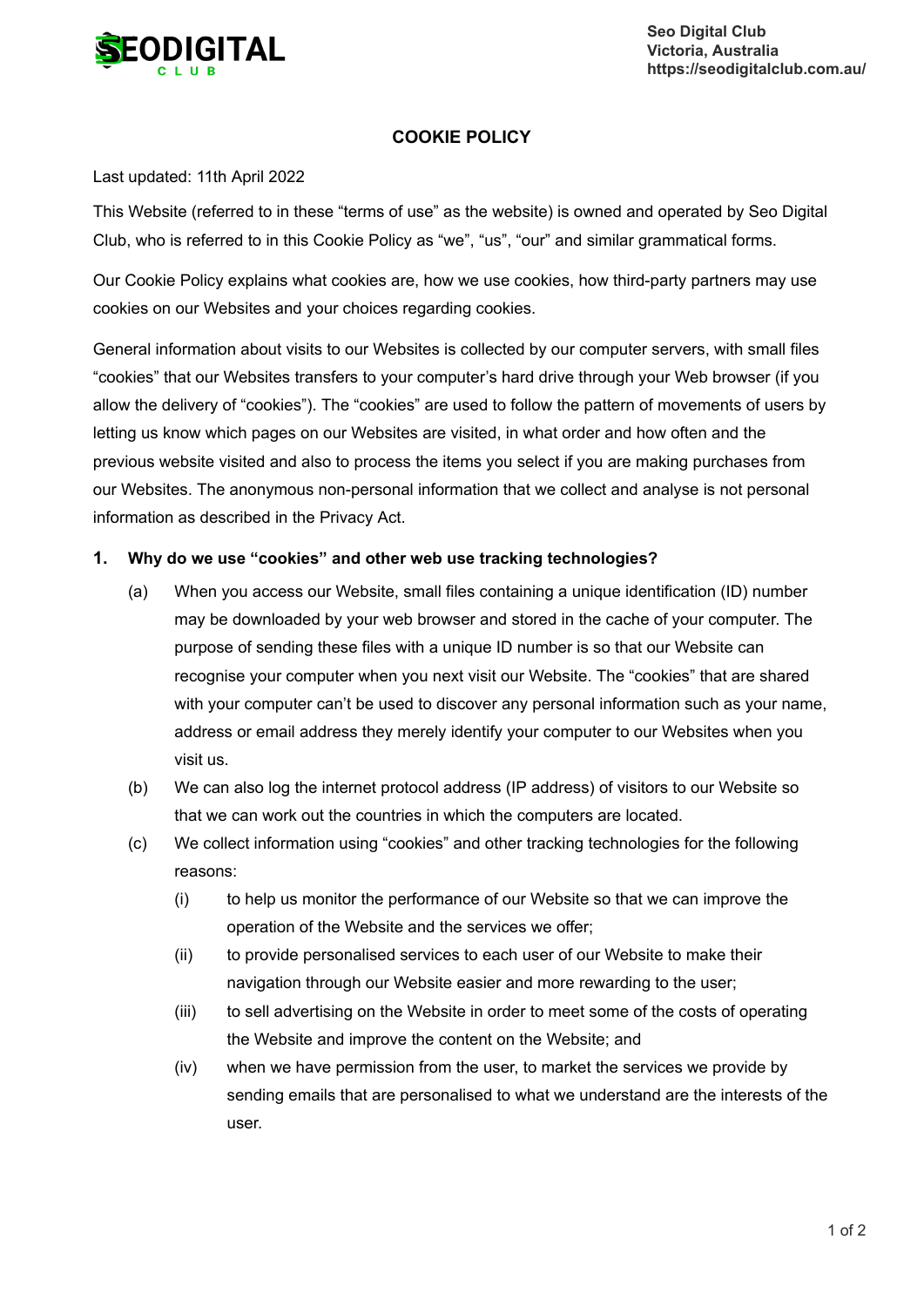Seo Digital Club
Victoria, Australia
https://seodigitalclub.com.au/

# COOKIE POLICY

Last updated: 11th April 2022

This Website (referred to in these "terms of use" as the website) is owned and operated by Seo Digital Club, who is referred to in this Cookie Policy as "we", "us", "our" and similar grammatical forms.

Our Cookie Policy explains what cookies are, how we use cookies, how third-party partners may use cookies on our Websites and your choices regarding cookies.

General information about visits to our Websites is collected by our computer servers, with small files "cookies" that our Websites transfers to your computer's hard drive through your Web browser (if you allow the delivery of "cookies"). The "cookies" are used to follow the pattern of movements of users by letting us know which pages on our Websites are visited, in what order and how often and the previous website visited and also to process the items you select if you are making purchases from our Websites. The anonymous non-personal information that we collect and analyse is not personal information as described in the Privacy Act.

## 1. Why do we use "cookies" and other web use tracking technologies?

(a) When you access our Website, small files containing a unique identification (ID) number may be downloaded by your web browser and stored in the cache of your computer. The purpose of sending these files with a unique ID number is so that our Website can recognise your computer when you next visit our Website. The "cookies" that are shared with your computer can't be used to discover any personal information such as your name, address or email address they merely identify your computer to our Websites when you visit us.

(b) We can also log the internet protocol address (IP address) of visitors to our Website so that we can work out the countries in which the computers are located.

(c) We collect information using "cookies" and other tracking technologies for the following reasons:

  (i) to help us monitor the performance of our Website so that we can improve the operation of the Website and the services we offer;

  (ii) to provide personalised services to each user of our Website to make their navigation through our Website easier and more rewarding to the user;

  (iii) to sell advertising on the Website in order to meet some of the costs of operating the Website and improve the content on the Website; and

  (iv) when we have permission from the user, to market the services we provide by sending emails that are personalised to what we understand are the interests of the user.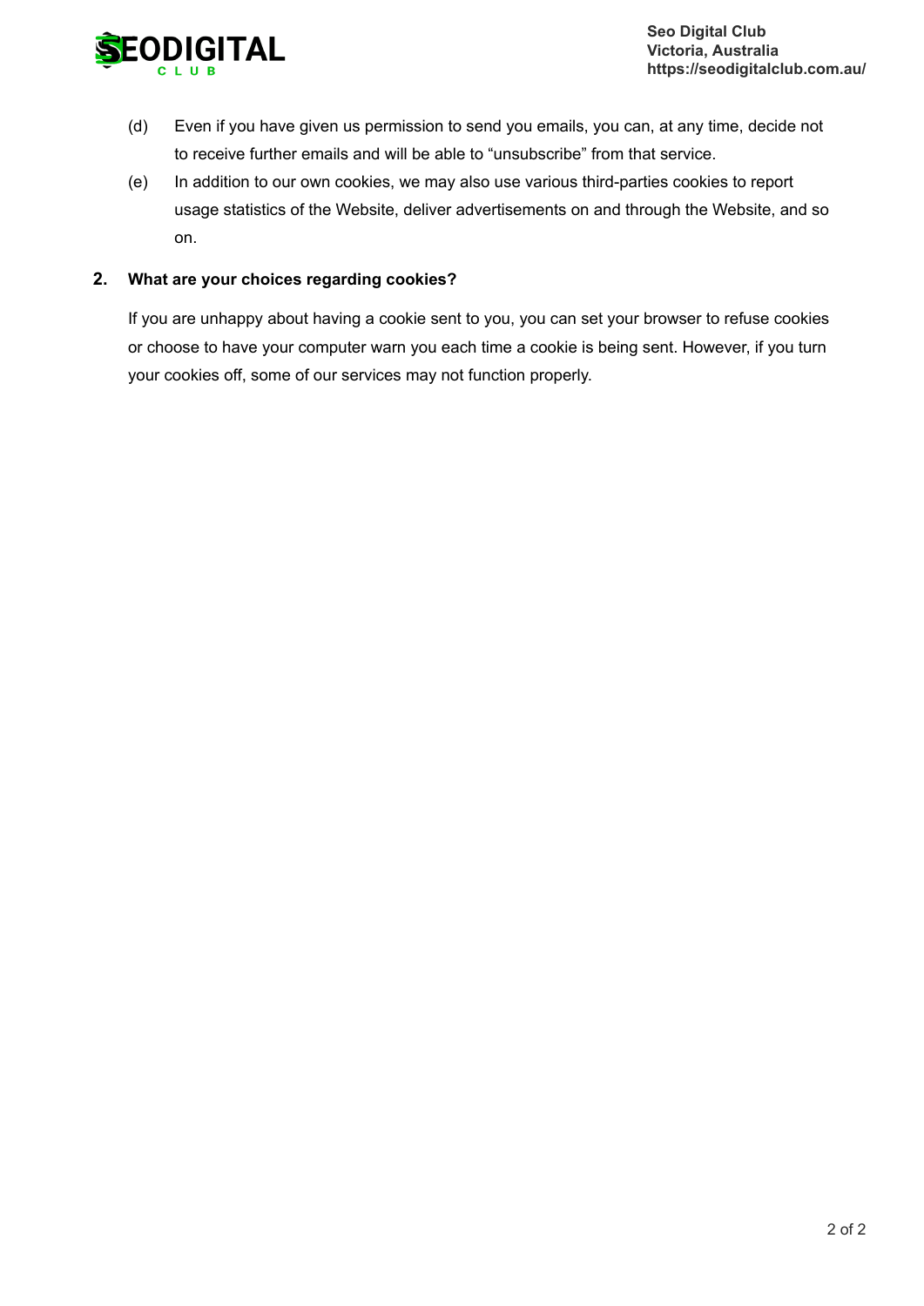(d) Even if you have given us permission to send you emails, you can, at any time, decide not to receive further emails and will be able to "unsubscribe" from that service.

(e) In addition to our own cookies, we may also use various third-parties cookies to report usage statistics of the Website, deliver advertisements on and through the Website, and so on.

## 2. What are your choices regarding cookies?

If you are unhappy about having a cookie sent to you, you can set your browser to refuse cookies or choose to have your computer warn you each time a cookie is being sent. However, if you turn your cookies off, some of our services may not function properly.